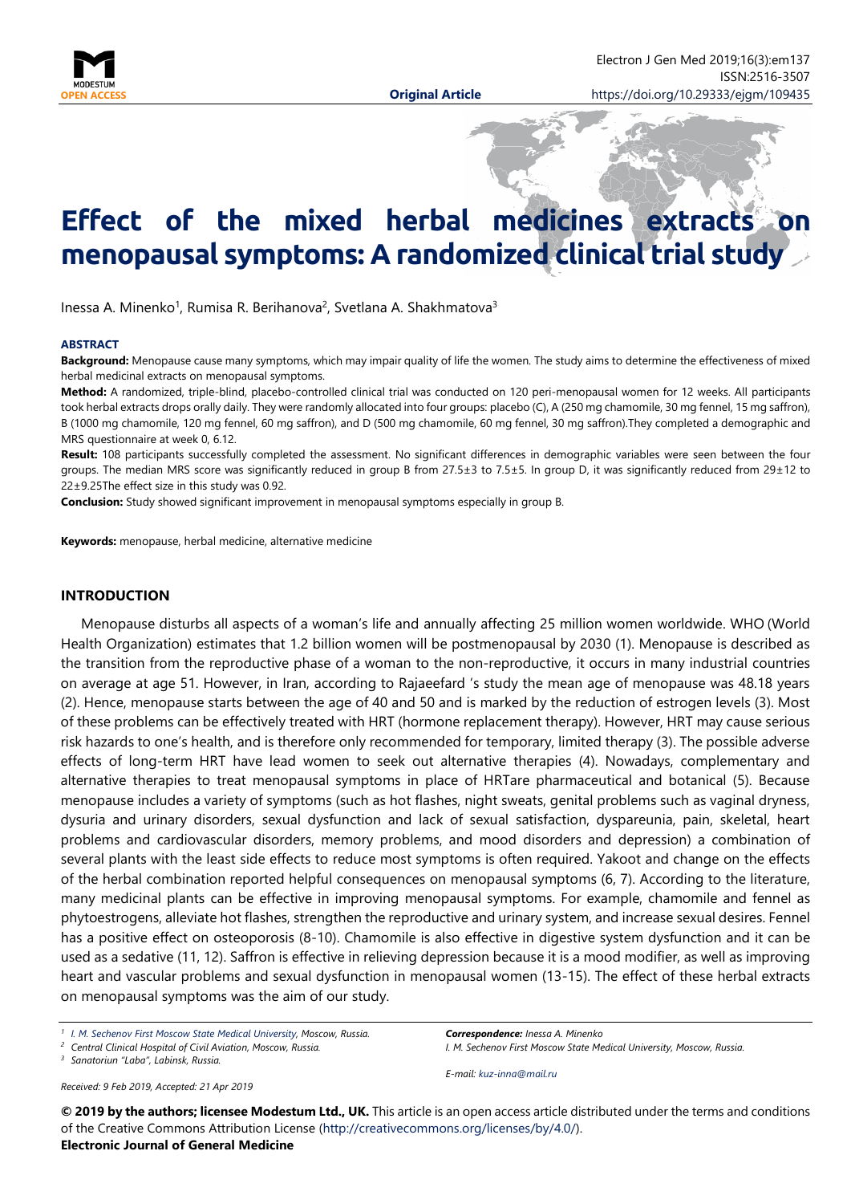# Effect of the mixed herbal medicines extracts on menopausal symptoms: A randomized clinical trial study

Inessa A. Minenko[1], Rumisa R. Berihanova[2], Svetlana A. Shakhmatova[3]

**ABSTRACT**

**Background:** Menopause cause many symptoms, which may impair quality of life the women. The study aims to determine the effectiveness of mixed herbal medicinal extracts on menopausal symptoms.

**Method:** A randomized, triple-blind, placebo-controlled clinical trial was conducted on 120 peri-menopausal women for 12 weeks. All participants took herbal extracts drops orally daily. They were randomly allocated into four groups: placebo (C), A (250 mg chamomile, 30 mg fennel, 15 mg saffron), B (1000 mg chamomile, 120 mg fennel, 60 mg saffron), and D (500 mg chamomile, 60 mg fennel, 30 mg saffron).They completed a demographic and MRS questionnaire at week 0, 6.12.

**Result:** 108 participants successfully completed the assessment. No significant differences in demographic variables were seen between the four groups. The median MRS score was significantly reduced in group B from 27.5±3 to 7.5±5. In group D, it was significantly reduced from 29±12 to 22±9.25The effect size in this study was 0.92.

**Conclusion:** Study showed significant improvement in menopausal symptoms especially in group B.

**Keywords:** menopause, herbal medicine, alternative medicine

## INTRODUCTION

Menopause disturbs all aspects of a woman's life and annually affecting 25 million women worldwide. WHO (World Health Organization) estimates that 1.2 billion women will be postmenopausal by 2030 (1). Menopause is described as the transition from the reproductive phase of a woman to the non-reproductive, it occurs in many industrial countries on average at age 51. However, in Iran, according to Rajaeefard 's study the mean age of menopause was 48.18 years (2). Hence, menopause starts between the age of 40 and 50 and is marked by the reduction of estrogen levels (3). Most of these problems can be effectively treated with HRT (hormone replacement therapy). However, HRT may cause serious risk hazards to one's health, and is therefore only recommended for temporary, limited therapy (3). The possible adverse effects of long-term HRT have lead women to seek out alternative therapies (4). Nowadays, complementary and alternative therapies to treat menopausal symptoms in place of HRTare pharmaceutical and botanical (5). Because menopause includes a variety of symptoms (such as hot flashes, night sweats, genital problems such as vaginal dryness, dysuria and urinary disorders, sexual dysfunction and lack of sexual satisfaction, dyspareunia, pain, skeletal, heart problems and cardiovascular disorders, memory problems, and mood disorders and depression) a combination of several plants with the least side effects to reduce most symptoms is often required. Yakoot and change on the effects of the herbal combination reported helpful consequences on menopausal symptoms (6, 7). According to the literature, many medicinal plants can be effective in improving menopausal symptoms. For example, chamomile and fennel as phytoestrogens, alleviate hot flashes, strengthen the reproductive and urinary system, and increase sexual desires. Fennel has a positive effect on osteoporosis (8-10). Chamomile is also effective in digestive system dysfunction and it can be used as a sedative (11, 12). Saffron is effective in relieving depression because it is a mood modifier, as well as improving heart and vascular problems and sexual dysfunction in menopausal women (13-15). The effect of these herbal extracts on menopausal symptoms was the aim of our study.

[1] I. M. Sechenov First Moscow State Medical University, Moscow, Russia.
[2] Central Clinical Hospital of Civil Aviation, Moscow, Russia.
[3] Sanatoriun "Laba", Labinsk, Russia.

**Correspondence:** Inessa A. Minenko
I. M. Sechenov First Moscow State Medical University, Moscow, Russia.
E-mail: kuz-inna@mail.ru

Received: 9 Feb 2019, Accepted: 21 Apr 2019

**© 2019 by the authors; licensee Modestum Ltd., UK.** This article is an open access article distributed under the terms and conditions of the Creative Commons Attribution License (http://creativecommons.org/licenses/by/4.0/).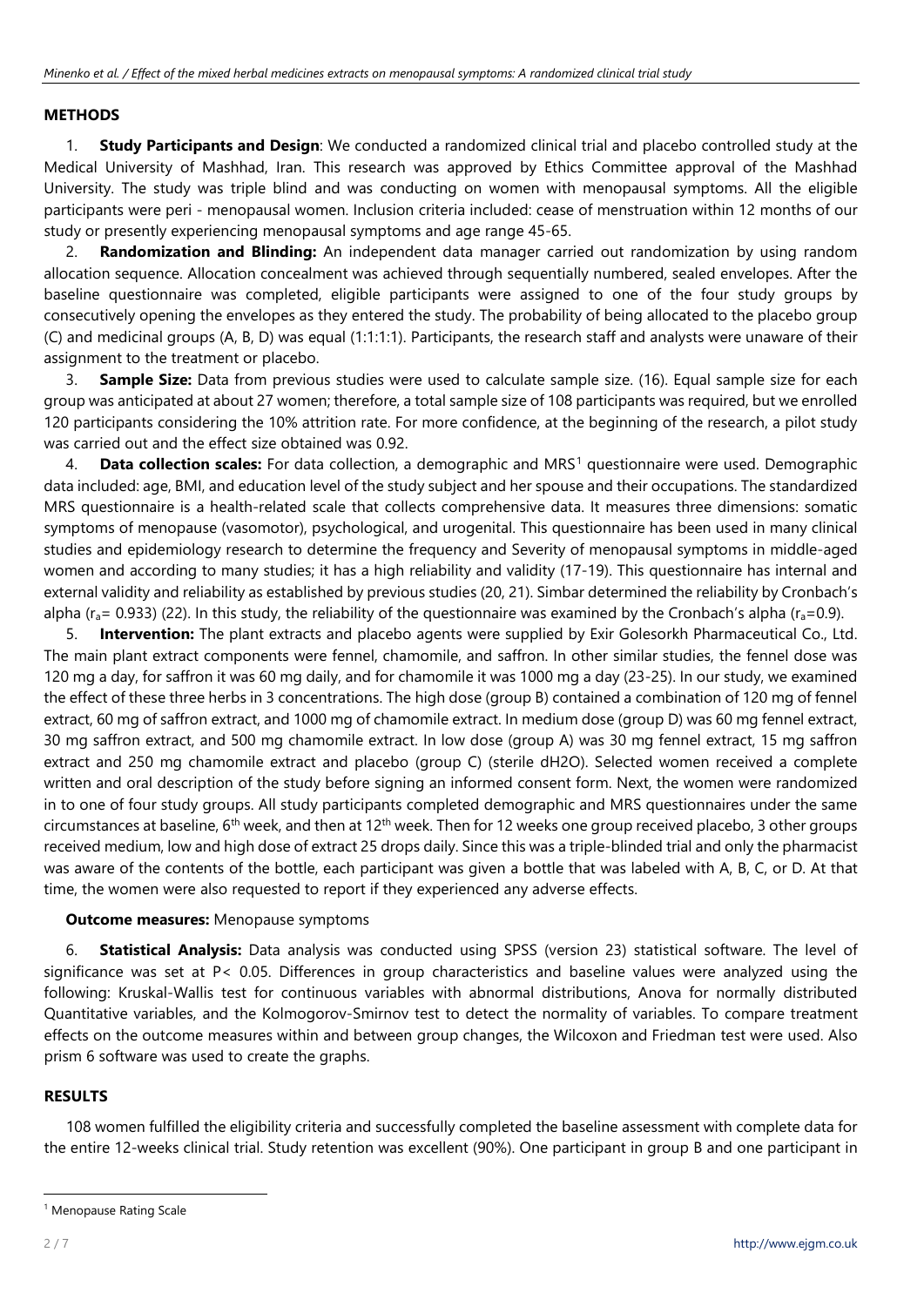## METHODS

1. **Study Participants and Design**: We conducted a randomized clinical trial and placebo controlled study at the Medical University of Mashhad, Iran. This research was approved by Ethics Committee approval of the Mashhad University. The study was triple blind and was conducting on women with menopausal symptoms. All the eligible participants were peri - menopausal women. Inclusion criteria included: cease of menstruation within 12 months of our study or presently experiencing menopausal symptoms and age range 45-65.

2. **Randomization and Blinding:** An independent data manager carried out randomization by using random allocation sequence. Allocation concealment was achieved through sequentially numbered, sealed envelopes. After the baseline questionnaire was completed, eligible participants were assigned to one of the four study groups by consecutively opening the envelopes as they entered the study. The probability of being allocated to the placebo group (C) and medicinal groups (A, B, D) was equal (1:1:1:1). Participants, the research staff and analysts were unaware of their assignment to the treatment or placebo.

3. **Sample Size:** Data from previous studies were used to calculate sample size. (16). Equal sample size for each group was anticipated at about 27 women; therefore, a total sample size of 108 participants was required, but we enrolled 120 participants considering the 10% attrition rate. For more confidence, at the beginning of the research, a pilot study was carried out and the effect size obtained was 0.92.

4. **Data collection scales:** For data collection, a demographic and MRS[1] questionnaire were used. Demographic data included: age, BMI, and education level of the study subject and her spouse and their occupations. The standardized MRS questionnaire is a health-related scale that collects comprehensive data. It measures three dimensions: somatic symptoms of menopause (vasomotor), psychological, and urogenital. This questionnaire has been used in many clinical studies and epidemiology research to determine the frequency and Severity of menopausal symptoms in middle-aged women and according to many studies; it has a high reliability and validity (17-19). This questionnaire has internal and external validity and reliability as established by previous studies (20, 21). Simbar determined the reliability by Cronbach's alpha ($r_a$= 0.933) (22). In this study, the reliability of the questionnaire was examined by the Cronbach's alpha ($r_a$=0.9).

5. **Intervention:** The plant extracts and placebo agents were supplied by Exir Golesorkh Pharmaceutical Co., Ltd. The main plant extract components were fennel, chamomile, and saffron. In other similar studies, the fennel dose was 120 mg a day, for saffron it was 60 mg daily, and for chamomile it was 1000 mg a day (23-25). In our study, we examined the effect of these three herbs in 3 concentrations. The high dose (group B) contained a combination of 120 mg of fennel extract, 60 mg of saffron extract, and 1000 mg of chamomile extract. In medium dose (group D) was 60 mg fennel extract, 30 mg saffron extract, and 500 mg chamomile extract. In low dose (group A) was 30 mg fennel extract, 15 mg saffron extract and 250 mg chamomile extract and placebo (group C) (sterile $dH_2O$). Selected women received a complete written and oral description of the study before signing an informed consent form. Next, the women were randomized in to one of four study groups. All study participants completed demographic and MRS questionnaires under the same circumstances at baseline, 6th week, and then at 12th week. Then for 12 weeks one group received placebo, 3 other groups received medium, low and high dose of extract 25 drops daily. Since this was a triple-blinded trial and only the pharmacist was aware of the contents of the bottle, each participant was given a bottle that was labeled with A, B, C, or D. At that time, the women were also requested to report if they experienced any adverse effects.

**Outcome measures:** Menopause symptoms

6. **Statistical Analysis:** Data analysis was conducted using SPSS (version 23) statistical software. The level of significance was set at P< 0.05. Differences in group characteristics and baseline values were analyzed using the following: Kruskal-Wallis test for continuous variables with abnormal distributions, Anova for normally distributed Quantitative variables, and the Kolmogorov-Smirnov test to detect the normality of variables. To compare treatment effects on the outcome measures within and between group changes, the Wilcoxon and Friedman test were used. Also prism 6 software was used to create the graphs.

## RESULTS

108 women fulfilled the eligibility criteria and successfully completed the baseline assessment with complete data for the entire 12-weeks clinical trial. Study retention was excellent (90%). One participant in group B and one participant in

[1] Menopause Rating Scale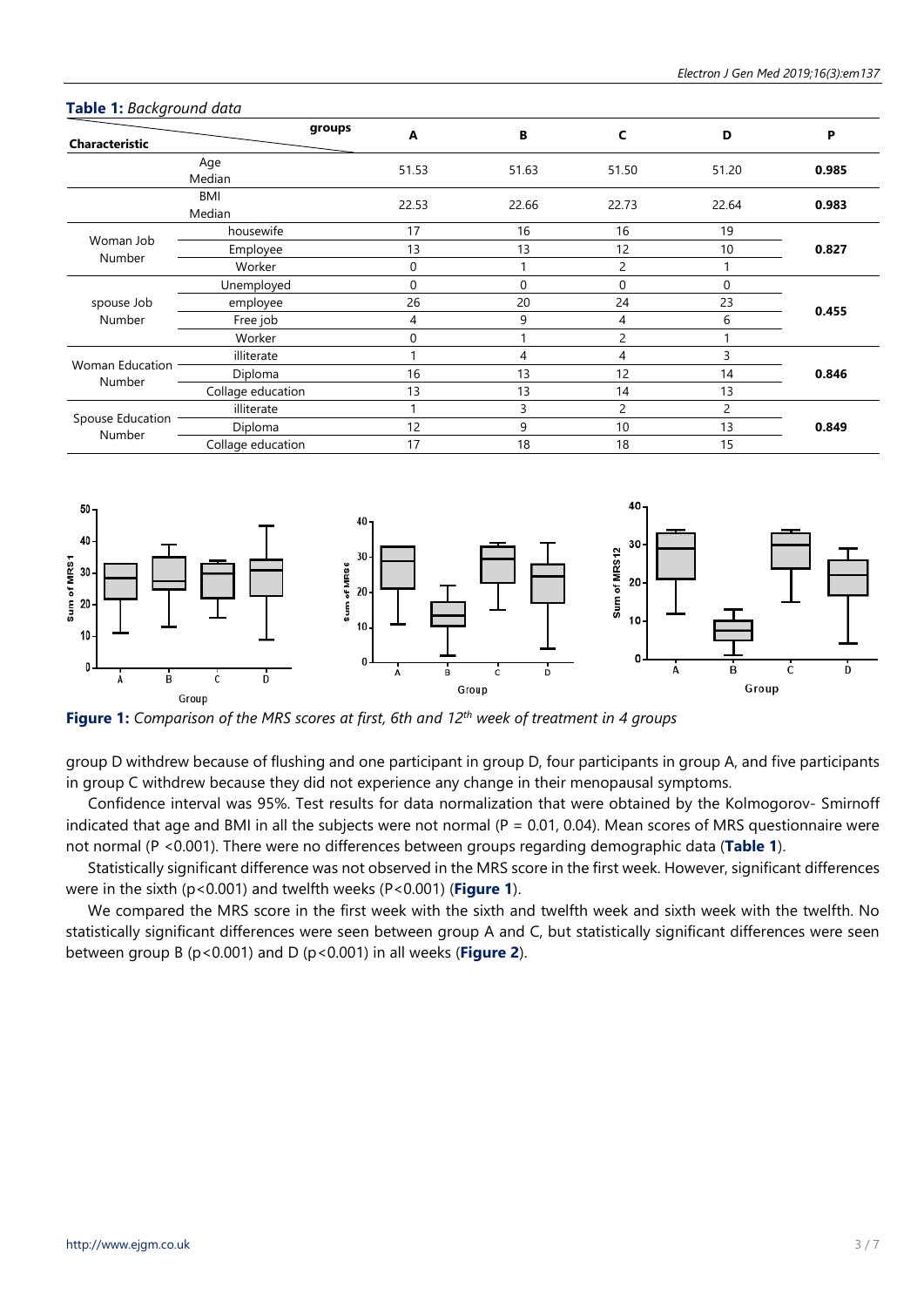**Table 1:** *Background data*

| Characteristic | groups | A | B | C | D | P |
|---|---|---|---|---|---|---|
| | Age Median | 51.53 | 51.63 | 51.50 | 51.20 | **0.985** |
| | BMI Median | 22.53 | 22.66 | 22.73 | 22.64 | **0.983** |
| Woman Job Number | housewife | 17 | 16 | 16 | 19 | **0.827** |
| | Employee | 13 | 13 | 12 | 10 | |
| | Worker | 0 | 1 | 2 | 1 | |
| spouse Job Number | Unemployed | 0 | 0 | 0 | 0 | **0.455** |
| | employee | 26 | 20 | 24 | 23 | |
| | Free job | 4 | 9 | 4 | 6 | |
| | Worker | 0 | 1 | 2 | 1 | |
| Woman Education Number | illiterate | 1 | 4 | 4 | 3 | **0.846** |
| | Diploma | 16 | 13 | 12 | 14 | |
| | Collage education | 13 | 13 | 14 | 13 | |
| Spouse Education Number | illiterate | 1 | 3 | 2 | 2 | **0.849** |
| | Diploma | 12 | 9 | 10 | 13 | |
| | Collage education | 17 | 18 | 18 | 15 | |

**Figure 1:** *Comparison of the MRS scores at first, 6th and 12th week of treatment in 4 groups*

group D withdrew because of flushing and one participant in group D, four participants in group A, and five participants in group C withdrew because they did not experience any change in their menopausal symptoms.

Confidence interval was 95%. Test results for data normalization that were obtained by the Kolmogorov- Smirnoff indicated that age and BMI in all the subjects were not normal ($P = 0.01, 0.04$). Mean scores of MRS questionnaire were not normal ($P < 0.001$). There were no differences between groups regarding demographic data (**Table 1**).

Statistically significant difference was not observed in the MRS score in the first week. However, significant differences were in the sixth ($p<0.001$) and twelfth weeks ($P<0.001$) (**Figure 1**).

We compared the MRS score in the first week with the sixth and twelfth week and sixth week with the twelfth. No statistically significant differences were seen between group A and C, but statistically significant differences were seen between group B ($p<0.001$) and D ($p<0.001$) in all weeks (**Figure 2**).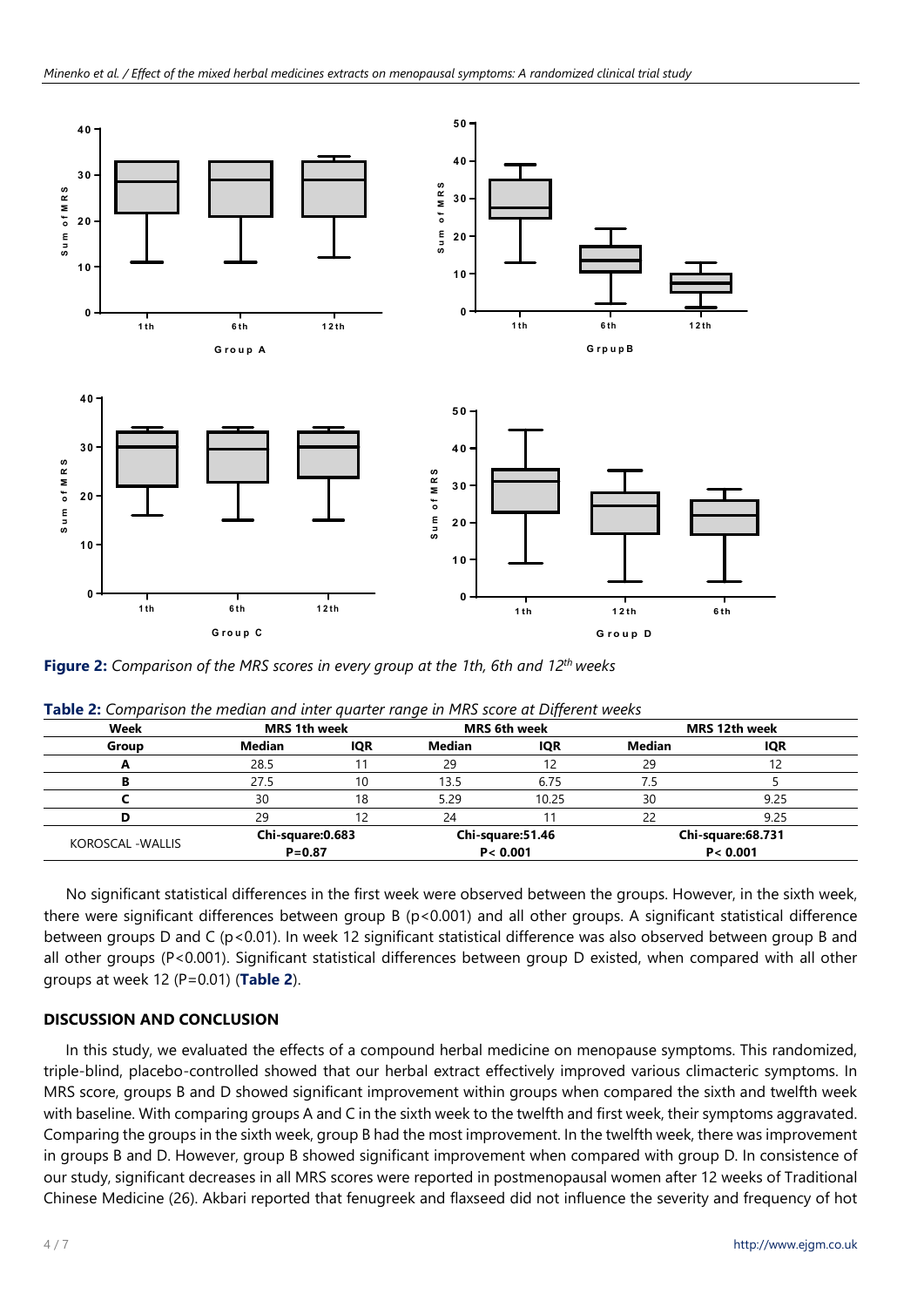**Figure 2:** *Comparison of the MRS scores in every group at the 1th, 6th and 12th weeks*

**Table 2:** *Comparison the median and inter quarter range in MRS score at Different weeks*

| Week | MRS 1th week | | MRS 6th week | | MRS 12th week | |
|---|---|---|---|---|---|---|
| **Group** | **Median** | **IQR** | **Median** | **IQR** | **Median** | **IQR** |
| **A** | 28.5 | 11 | 29 | 12 | 29 | 12 |
| **B** | 27.5 | 10 | 13.5 | 6.75 | 7.5 | 5 |
| **C** | 30 | 18 | 5.29 | 10.25 | 30 | 9.25 |
| **D** | 29 | 12 | 24 | 11 | 22 | 9.25 |
| KOROSCAL -WALLIS | **Chi-square:0.683** **P=0.87** | | **Chi-square:51.46** **P< 0.001** | | **Chi-square:68.731** **P< 0.001** | |

No significant statistical differences in the first week were observed between the groups. However, in the sixth week, there were significant differences between group B (p<0.001) and all other groups. A significant statistical difference between groups D and C (p<0.01). In week 12 significant statistical difference was also observed between group B and all other groups (P<0.001). Significant statistical differences between group D existed, when compared with all other groups at week 12 (P=0.01) (**Table 2**).

## DISCUSSION AND CONCLUSION

In this study, we evaluated the effects of a compound herbal medicine on menopause symptoms. This randomized, triple-blind, placebo-controlled showed that our herbal extract effectively improved various climacteric symptoms. In MRS score, groups B and D showed significant improvement within groups when compared the sixth and twelfth week with baseline. With comparing groups A and C in the sixth week to the twelfth and first week, their symptoms aggravated. Comparing the groups in the sixth week, group B had the most improvement. In the twelfth week, there was improvement in groups B and D. However, group B showed significant improvement when compared with group D. In consistence of our study, significant decreases in all MRS scores were reported in postmenopausal women after 12 weeks of Traditional Chinese Medicine (26). Akbari reported that fenugreek and flaxseed did not influence the severity and frequency of hot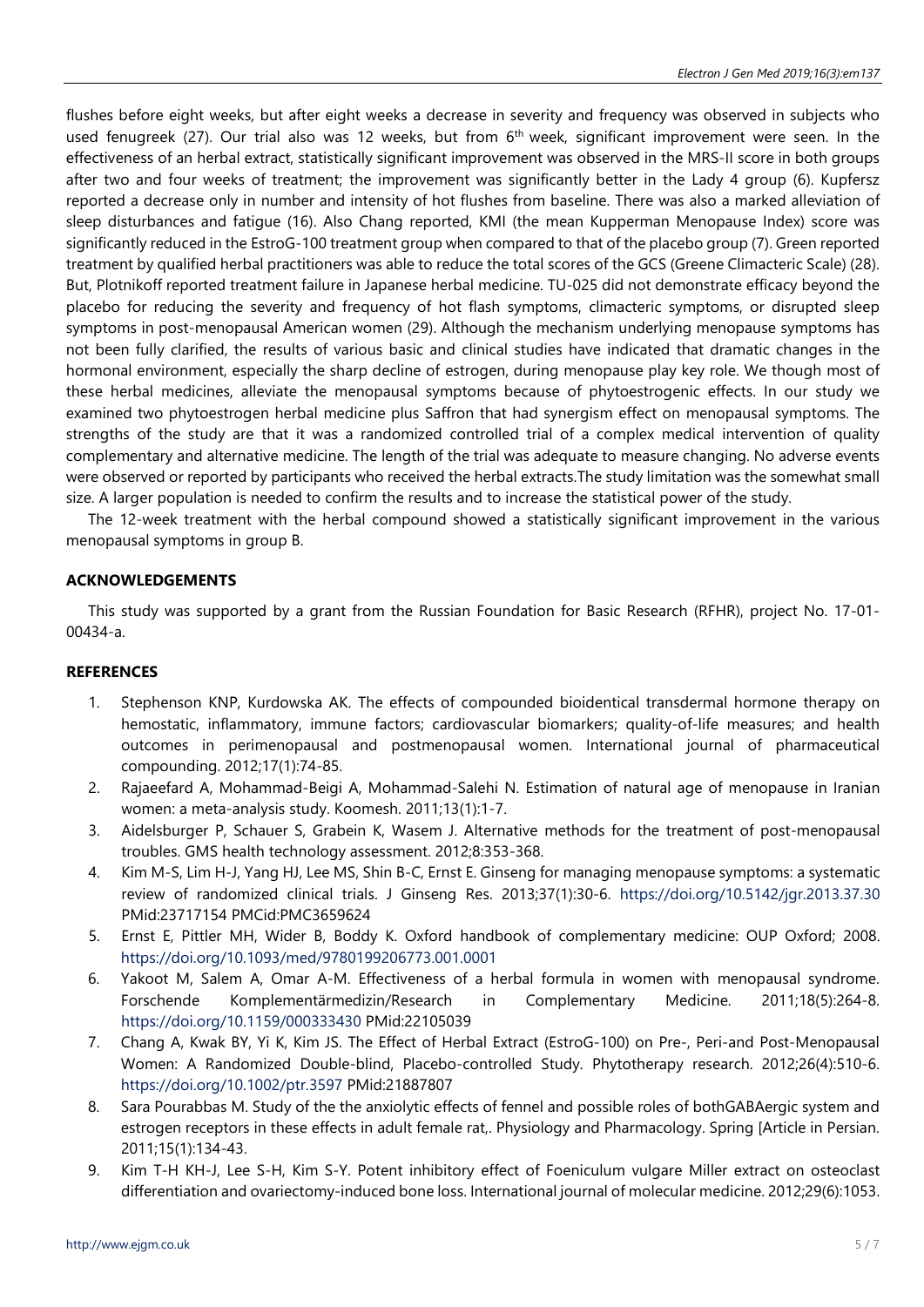flushes before eight weeks, but after eight weeks a decrease in severity and frequency was observed in subjects who used fenugreek (27). Our trial also was 12 weeks, but from $6^{th}$ week, significant improvement were seen. In the effectiveness of an herbal extract, statistically significant improvement was observed in the MRS-II score in both groups after two and four weeks of treatment; the improvement was significantly better in the Lady 4 group (6). Kupfersz reported a decrease only in number and intensity of hot flushes from baseline. There was also a marked alleviation of sleep disturbances and fatigue (16). Also Chang reported, KMI (the mean Kupperman Menopause Index) score was significantly reduced in the EstroG-100 treatment group when compared to that of the placebo group (7). Green reported treatment by qualified herbal practitioners was able to reduce the total scores of the GCS (Greene Climacteric Scale) (28). But, Plotnikoff reported treatment failure in Japanese herbal medicine. TU-025 did not demonstrate efficacy beyond the placebo for reducing the severity and frequency of hot flash symptoms, climacteric symptoms, or disrupted sleep symptoms in post-menopausal American women (29). Although the mechanism underlying menopause symptoms has not been fully clarified, the results of various basic and clinical studies have indicated that dramatic changes in the hormonal environment, especially the sharp decline of estrogen, during menopause play key role. We though most of these herbal medicines, alleviate the menopausal symptoms because of phytoestrogenic effects. In our study we examined two phytoestrogen herbal medicine plus Saffron that had synergism effect on menopausal symptoms. The strengths of the study are that it was a randomized controlled trial of a complex medical intervention of quality complementary and alternative medicine. The length of the trial was adequate to measure changing. No adverse events were observed or reported by participants who received the herbal extracts.The study limitation was the somewhat small size. A larger population is needed to confirm the results and to increase the statistical power of the study.

The 12-week treatment with the herbal compound showed a statistically significant improvement in the various menopausal symptoms in group B.

## ACKNOWLEDGEMENTS

This study was supported by a grant from the Russian Foundation for Basic Research (RFHR), project No. 17-01-00434-a.

## REFERENCES

1. Stephenson KNP, Kurdowska AK. The effects of compounded bioidentical transdermal hormone therapy on hemostatic, inflammatory, immune factors; cardiovascular biomarkers; quality-of-life measures; and health outcomes in perimenopausal and postmenopausal women. International journal of pharmaceutical compounding. 2012;17(1):74-85.
2. Rajaeefard A, Mohammad-Beigi A, Mohammad-Salehi N. Estimation of natural age of menopause in Iranian women: a meta-analysis study. Koomesh. 2011;13(1):1-7.
3. Aidelsburger P, Schauer S, Grabein K, Wasem J. Alternative methods for the treatment of post-menopausal troubles. GMS health technology assessment. 2012;8:353-368.
4. Kim M-S, Lim H-J, Yang HJ, Lee MS, Shin B-C, Ernst E. Ginseng for managing menopause symptoms: a systematic review of randomized clinical trials. J Ginseng Res. 2013;37(1):30-6. https://doi.org/10.5142/jgr.2013.37.30 PMid:23717154 PMCid:PMC3659624
5. Ernst E, Pittler MH, Wider B, Boddy K. Oxford handbook of complementary medicine: OUP Oxford; 2008. https://doi.org/10.1093/med/9780199206773.001.0001
6. Yakoot M, Salem A, Omar A-M. Effectiveness of a herbal formula in women with menopausal syndrome. Forschende Komplementärmedizin/Research in Complementary Medicine. 2011;18(5):264-8. https://doi.org/10.1159/000333430 PMid:22105039
7. Chang A, Kwak BY, Yi K, Kim JS. The Effect of Herbal Extract (EstroG-100) on Pre-, Peri-and Post-Menopausal Women: A Randomized Double-blind, Placebo-controlled Study. Phytotherapy research. 2012;26(4):510-6. https://doi.org/10.1002/ptr.3597 PMid:21887807
8. Sara Pourabbas M. Study of the the anxiolytic effects of fennel and possible roles of bothGABAergic system and estrogen receptors in these effects in adult female rat,. Physiology and Pharmacology. Spring [Article in Persian. 2011;15(1):134-43.
9. Kim T-H KH-J, Lee S-H, Kim S-Y. Potent inhibitory effect of Foeniculum vulgare Miller extract on osteoclast differentiation and ovariectomy-induced bone loss. International journal of molecular medicine. 2012;29(6):1053.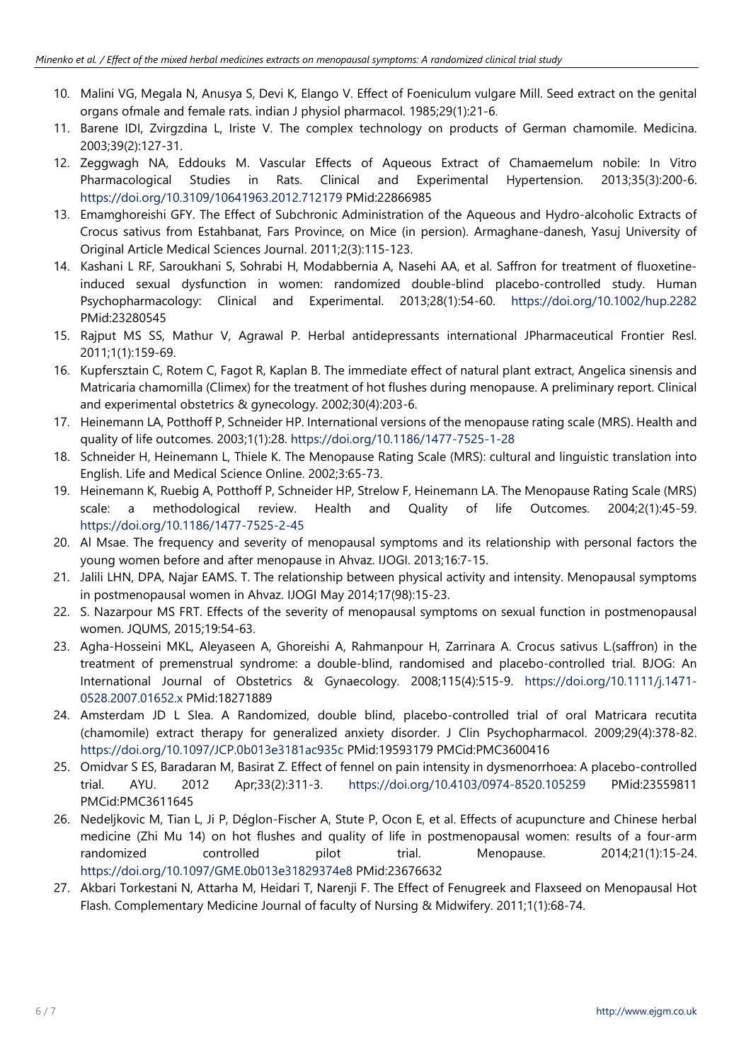10. Malini VG, Megala N, Anusya S, Devi K, Elango V. Effect of Foeniculum vulgare Mill. Seed extract on the genital organs ofmale and female rats. indian J physiol pharmacol. 1985;29(1):21-6.
11. Barene IDI, Zvirgzdina L, Iriste V. The complex technology on products of German chamomile. Medicina. 2003;39(2):127-31.
12. Zeggwagh NA, Eddouks M. Vascular Effects of Aqueous Extract of Chamaemelum nobile: In Vitro Pharmacological Studies in Rats. Clinical and Experimental Hypertension. 2013;35(3):200-6. https://doi.org/10.3109/10641963.2012.712179 PMid:22866985
13. Emamghoreishi GFY. The Effect of Subchronic Administration of the Aqueous and Hydro-alcoholic Extracts of Crocus sativus from Estahbanat, Fars Province, on Mice (in persion). Armaghane-danesh, Yasuj University of Original Article Medical Sciences Journal. 2011;2(3):115-123.
14. Kashani L RF, Saroukhani S, Sohrabi H, Modabbernia A, Nasehi AA, et al. Saffron for treatment of fluoxetine-induced sexual dysfunction in women: randomized double-blind placebo-controlled study. Human Psychopharmacology: Clinical and Experimental. 2013;28(1):54-60. https://doi.org/10.1002/hup.2282 PMid:23280545
15. Rajput MS SS, Mathur V, Agrawal P. Herbal antidepressants international JPharmaceutical Frontier Resl. 2011;1(1):159-69.
16. Kupfersztain C, Rotem C, Fagot R, Kaplan B. The immediate effect of natural plant extract, Angelica sinensis and Matricaria chamomilla (Climex) for the treatment of hot flushes during menopause. A preliminary report. Clinical and experimental obstetrics & gynecology. 2002;30(4):203-6.
17. Heinemann LA, Potthoff P, Schneider HP. International versions of the menopause rating scale (MRS). Health and quality of life outcomes. 2003;1(1):28. https://doi.org/10.1186/1477-7525-1-28
18. Schneider H, Heinemann L, Thiele K. The Menopause Rating Scale (MRS): cultural and linguistic translation into English. Life and Medical Science Online. 2002;3:65-73.
19. Heinemann K, Ruebig A, Potthoff P, Schneider HP, Strelow F, Heinemann LA. The Menopause Rating Scale (MRS) scale: a methodological review. Health and Quality of life Outcomes. 2004;2(1):45-59. https://doi.org/10.1186/1477-7525-2-45
20. Al Msae. The frequency and severity of menopausal symptoms and its relationship with personal factors the young women before and after menopause in Ahvaz. IJOGI. 2013;16:7-15.
21. Jalili LHN, DPA, Najar EAMS. T. The relationship between physical activity and intensity. Menopausal symptoms in postmenopausal women in Ahvaz. IJOGI May 2014;17(98):15-23.
22. S. Nazarpour MS FRT. Effects of the severity of menopausal symptoms on sexual function in postmenopausal women. JQUMS, 2015;19:54-63.
23. Agha-Hosseini MKL, Aleyaseen A, Ghoreishi A, Rahmanpour H, Zarrinara A. Crocus sativus L.(saffron) in the treatment of premenstrual syndrome: a double-blind, randomised and placebo-controlled trial. BJOG: An International Journal of Obstetrics & Gynaecology. 2008;115(4):515-9. https://doi.org/10.1111/j.1471-0528.2007.01652.x PMid:18271889
24. Amsterdam JD L Slea. A Randomized, double blind, placebo-controlled trial of oral Matricara recutita (chamomile) extract therapy for generalized anxiety disorder. J Clin Psychopharmacol. 2009;29(4):378-82. https://doi.org/10.1097/JCP.0b013e3181ac935c PMid:19593179 PMCid:PMC3600416
25. Omidvar S ES, Baradaran M, Basirat Z. Effect of fennel on pain intensity in dysmenorrhoea: A placebo-controlled trial. AYU. 2012 Apr;33(2):311-3. https://doi.org/10.4103/0974-8520.105259 PMid:23559811 PMCid:PMC3611645
26. Nedeljkovic M, Tian L, Ji P, Déglon-Fischer A, Stute P, Ocon E, et al. Effects of acupuncture and Chinese herbal medicine (Zhi Mu 14) on hot flushes and quality of life in postmenopausal women: results of a four-arm randomized controlled pilot trial. Menopause. 2014;21(1):15-24. https://doi.org/10.1097/GME.0b013e31829374e8 PMid:23676632
27. Akbari Torkestani N, Attarha M, Heidari T, Narenji F. The Effect of Fenugreek and Flaxseed on Menopausal Hot Flash. Complementary Medicine Journal of faculty of Nursing & Midwifery. 2011;1(1):68-74.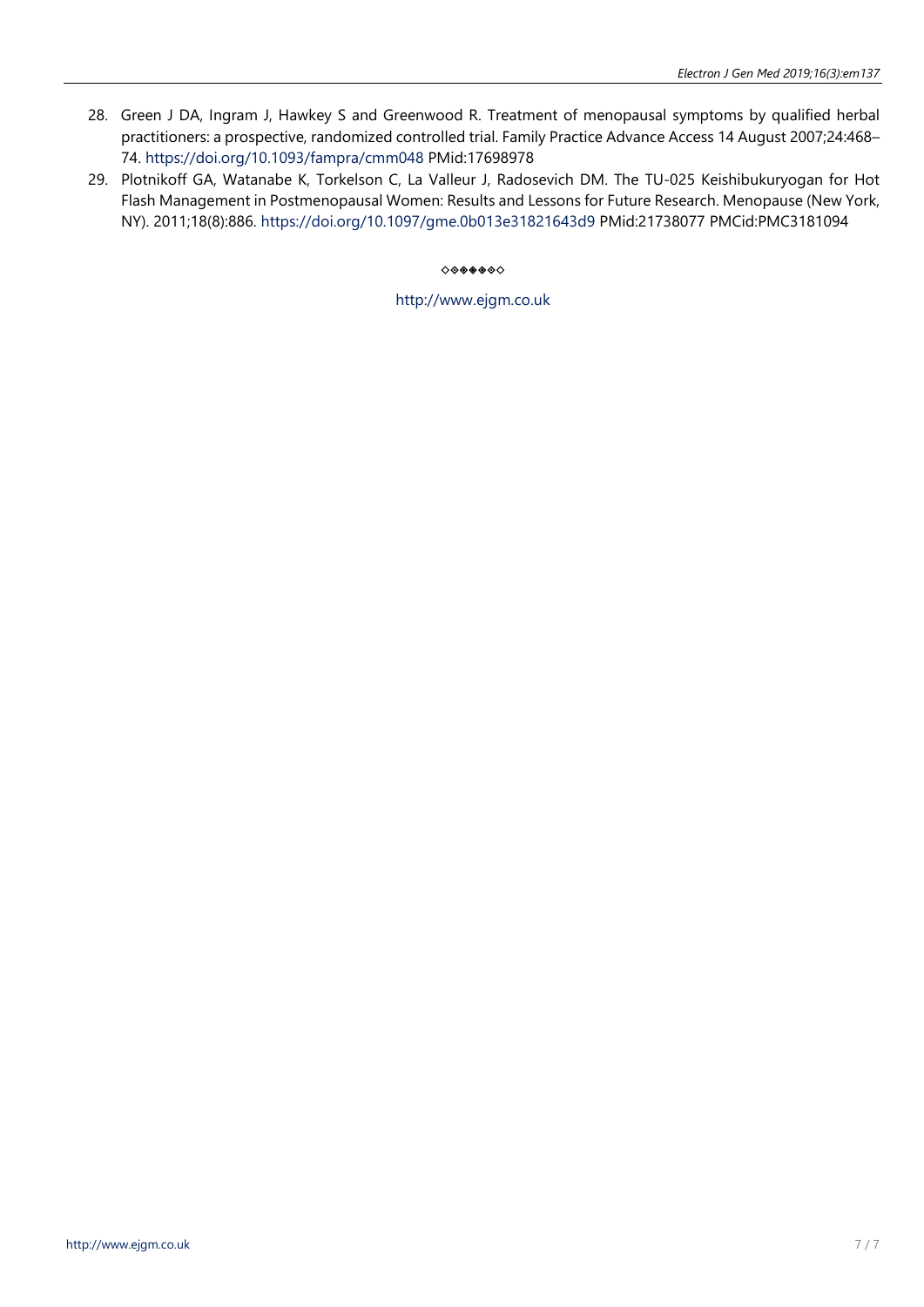28. Green J DA, Ingram J, Hawkey S and Greenwood R. Treatment of menopausal symptoms by qualified herbal practitioners: a prospective, randomized controlled trial. Family Practice Advance Access 14 August 2007;24:468–74. https://doi.org/10.1093/fampra/cmm048 PMid:17698978
29. Plotnikoff GA, Watanabe K, Torkelson C, La Valleur J, Radosevich DM. The TU-025 Keishibukuryogan for Hot Flash Management in Postmenopausal Women: Results and Lessons for Future Research. Menopause (New York, NY). 2011;18(8):886. https://doi.org/10.1097/gme.0b013e31821643d9 PMid:21738077 PMCid:PMC3181094

◇◈◈◈◈◈◇

http://www.ejgm.co.uk